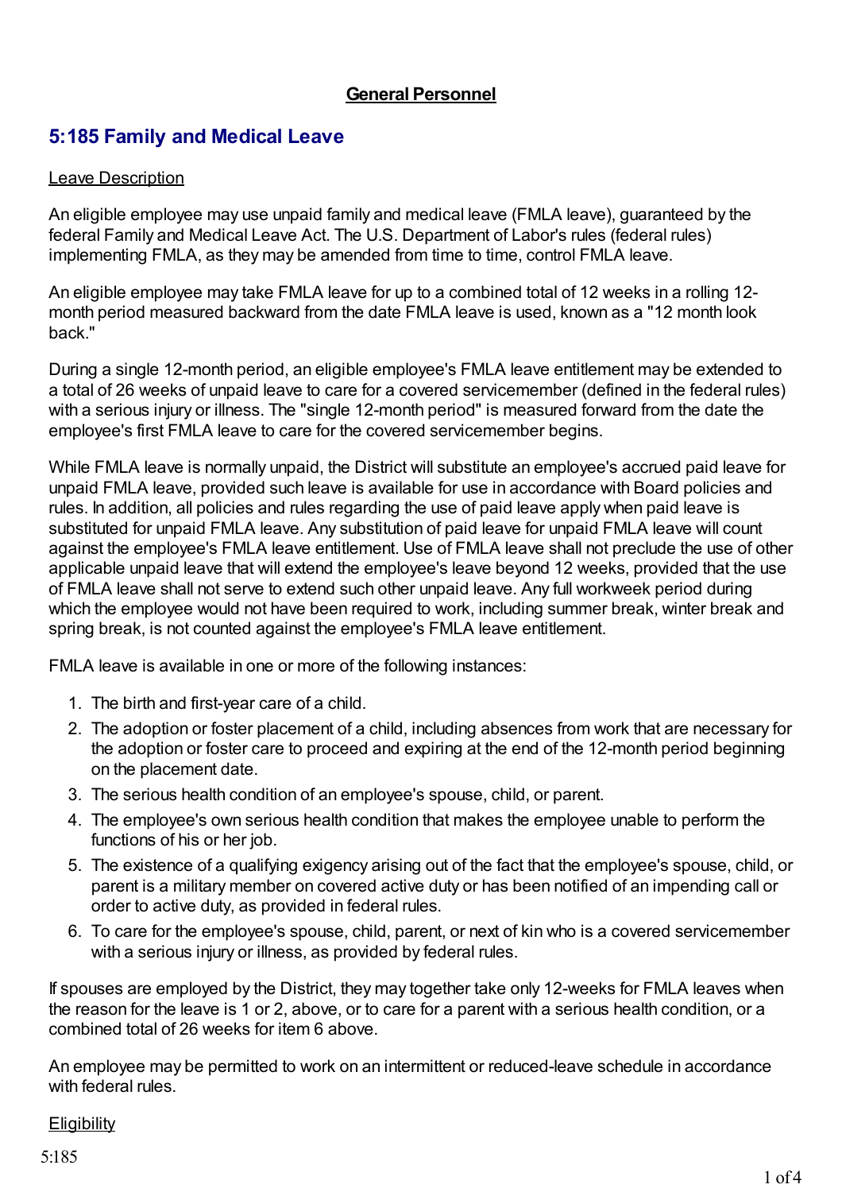**General Personnel**

## 5:185 Family and Medical Leave

Leave Description

An eligible employee may use unpaid family and medical leave (FMLA leave), guaranteed by the federal Family and Medical Leave Act. The U.S. Department of Labor's rules (federal rules) implementing FMLA, as they may be amended from time to time, control FMLA leave.

An eligible employee may take FMLA leave for up to a combined total of 12 weeks in a rolling 12-month period measured backward from the date FMLA leave is used, known as a "12 month look back."

During a single 12-month period, an eligible employee's FMLA leave entitlement may be extended to a total of 26 weeks of unpaid leave to care for a covered servicemember (defined in the federal rules) with a serious injury or illness. The "single 12-month period" is measured forward from the date the employee's first FMLA leave to care for the covered servicemember begins.

While FMLA leave is normally unpaid, the District will substitute an employee's accrued paid leave for unpaid FMLA leave, provided such leave is available for use in accordance with Board policies and rules. In addition, all policies and rules regarding the use of paid leave apply when paid leave is substituted for unpaid FMLA leave. Any substitution of paid leave for unpaid FMLA leave will count against the employee's FMLA leave entitlement. Use of FMLA leave shall not preclude the use of other applicable unpaid leave that will extend the employee's leave beyond 12 weeks, provided that the use of FMLA leave shall not serve to extend such other unpaid leave. Any full workweek period during which the employee would not have been required to work, including summer break, winter break and spring break, is not counted against the employee's FMLA leave entitlement.

FMLA leave is available in one or more of the following instances:

1. The birth and first-year care of a child.
2. The adoption or foster placement of a child, including absences from work that are necessary for the adoption or foster care to proceed and expiring at the end of the 12-month period beginning on the placement date.
3. The serious health condition of an employee's spouse, child, or parent.
4. The employee's own serious health condition that makes the employee unable to perform the functions of his or her job.
5. The existence of a qualifying exigency arising out of the fact that the employee's spouse, child, or parent is a military member on covered active duty or has been notified of an impending call or order to active duty, as provided in federal rules.
6. To care for the employee's spouse, child, parent, or next of kin who is a covered servicemember with a serious injury or illness, as provided by federal rules.

If spouses are employed by the District, they may together take only 12-weeks for FMLA leaves when the reason for the leave is 1 or 2, above, or to care for a parent with a serious health condition, or a combined total of 26 weeks for item 6 above.

An employee may be permitted to work on an intermittent or reduced-leave schedule in accordance with federal rules.

Eligibility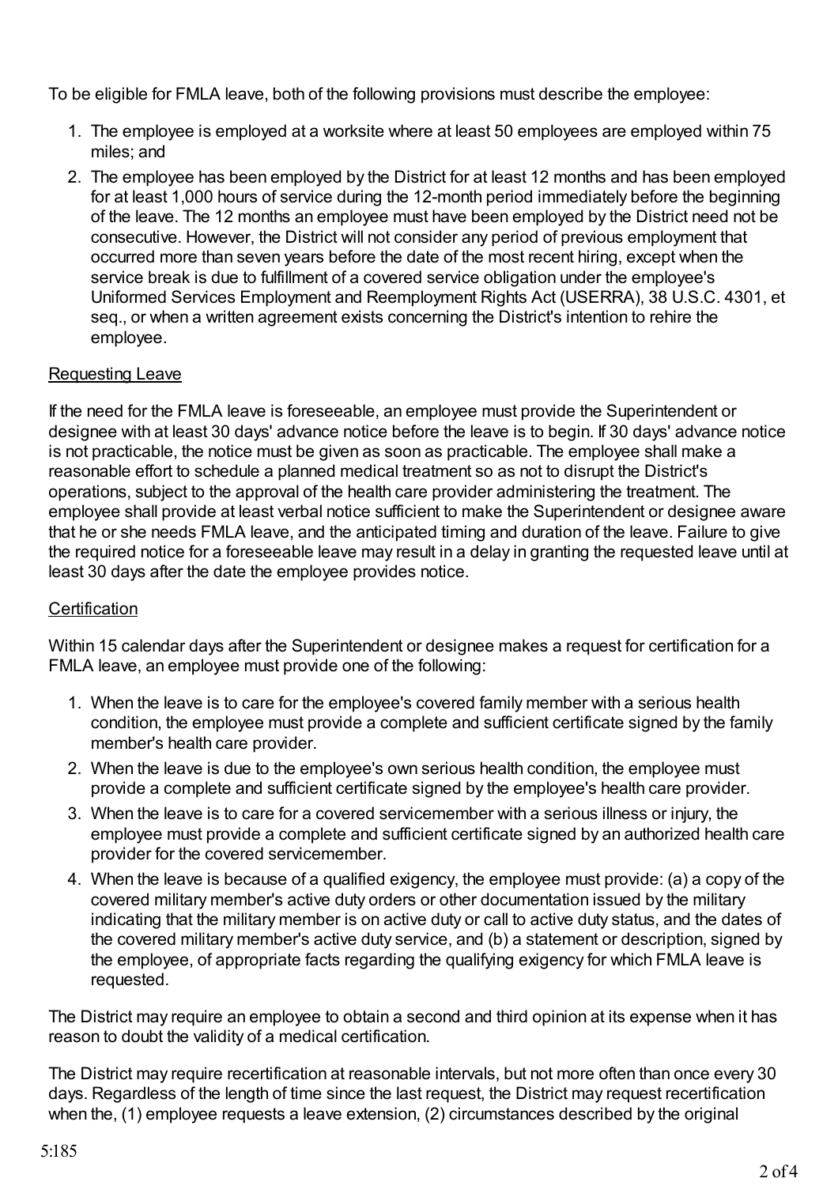To be eligible for FMLA leave, both of the following provisions must describe the employee:

1. The employee is employed at a worksite where at least 50 employees are employed within 75 miles; and
2. The employee has been employed by the District for at least 12 months and has been employed for at least 1,000 hours of service during the 12-month period immediately before the beginning of the leave. The 12 months an employee must have been employed by the District need not be consecutive. However, the District will not consider any period of previous employment that occurred more than seven years before the date of the most recent hiring, except when the service break is due to fulfillment of a covered service obligation under the employee's Uniformed Services Employment and Reemployment Rights Act (USERRA), 38 U.S.C. 4301, et seq., or when a written agreement exists concerning the District's intention to rehire the employee.

<u>Requesting Leave</u>

If the need for the FMLA leave is foreseeable, an employee must provide the Superintendent or designee with at least 30 days' advance notice before the leave is to begin. If 30 days' advance notice is not practicable, the notice must be given as soon as practicable. The employee shall make a reasonable effort to schedule a planned medical treatment so as not to disrupt the District's operations, subject to the approval of the health care provider administering the treatment. The employee shall provide at least verbal notice sufficient to make the Superintendent or designee aware that he or she needs FMLA leave, and the anticipated timing and duration of the leave. Failure to give the required notice for a foreseeable leave may result in a delay in granting the requested leave until at least 30 days after the date the employee provides notice.

<u>Certification</u>

Within 15 calendar days after the Superintendent or designee makes a request for certification for a FMLA leave, an employee must provide one of the following:

1. When the leave is to care for the employee's covered family member with a serious health condition, the employee must provide a complete and sufficient certificate signed by the family member's health care provider.
2. When the leave is due to the employee's own serious health condition, the employee must provide a complete and sufficient certificate signed by the employee's health care provider.
3. When the leave is to care for a covered servicemember with a serious illness or injury, the employee must provide a complete and sufficient certificate signed by an authorized health care provider for the covered servicemember.
4. When the leave is because of a qualified exigency, the employee must provide: (a) a copy of the covered military member's active duty orders or other documentation issued by the military indicating that the military member is on active duty or call to active duty status, and the dates of the covered military member's active duty service, and (b) a statement or description, signed by the employee, of appropriate facts regarding the qualifying exigency for which FMLA leave is requested.

The District may require an employee to obtain a second and third opinion at its expense when it has reason to doubt the validity of a medical certification.

The District may require recertification at reasonable intervals, but not more often than once every 30 days. Regardless of the length of time since the last request, the District may request recertification when the, (1) employee requests a leave extension, (2) circumstances described by the original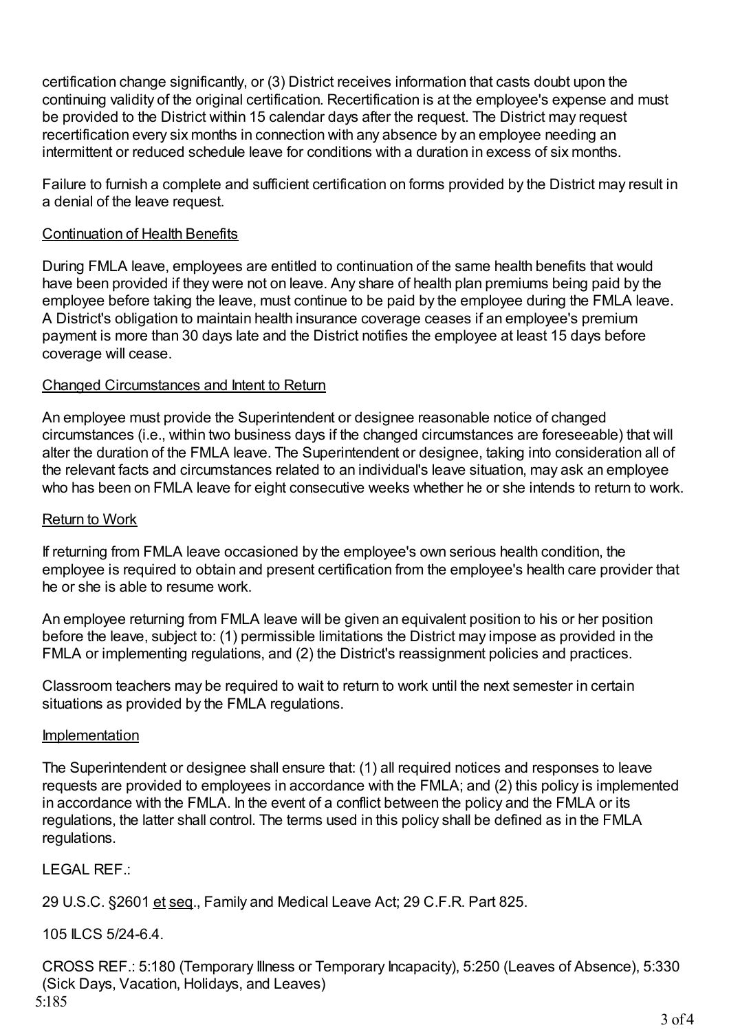certification change significantly, or (3) District receives information that casts doubt upon the continuing validity of the original certification. Recertification is at the employee's expense and must be provided to the District within 15 calendar days after the request. The District may request recertification every six months in connection with any absence by an employee needing an intermittent or reduced schedule leave for conditions with a duration in excess of six months.

Failure to furnish a complete and sufficient certification on forms provided by the District may result in a denial of the leave request.

Continuation of Health Benefits

During FMLA leave, employees are entitled to continuation of the same health benefits that would have been provided if they were not on leave. Any share of health plan premiums being paid by the employee before taking the leave, must continue to be paid by the employee during the FMLA leave. A District's obligation to maintain health insurance coverage ceases if an employee's premium payment is more than 30 days late and the District notifies the employee at least 15 days before coverage will cease.

Changed Circumstances and Intent to Return

An employee must provide the Superintendent or designee reasonable notice of changed circumstances (i.e., within two business days if the changed circumstances are foreseeable) that will alter the duration of the FMLA leave. The Superintendent or designee, taking into consideration all of the relevant facts and circumstances related to an individual's leave situation, may ask an employee who has been on FMLA leave for eight consecutive weeks whether he or she intends to return to work.

Return to Work

If returning from FMLA leave occasioned by the employee's own serious health condition, the employee is required to obtain and present certification from the employee's health care provider that he or she is able to resume work.

An employee returning from FMLA leave will be given an equivalent position to his or her position before the leave, subject to: (1) permissible limitations the District may impose as provided in the FMLA or implementing regulations, and (2) the District's reassignment policies and practices.

Classroom teachers may be required to wait to return to work until the next semester in certain situations as provided by the FMLA regulations.

Implementation

The Superintendent or designee shall ensure that: (1) all required notices and responses to leave requests are provided to employees in accordance with the FMLA; and (2) this policy is implemented in accordance with the FMLA. In the event of a conflict between the policy and the FMLA or its regulations, the latter shall control. The terms used in this policy shall be defined as in the FMLA regulations.

LEGAL REF.:

29 U.S.C. §2601 et seq., Family and Medical Leave Act; 29 C.F.R. Part 825.

105 ILCS 5/24-6.4.

CROSS REF.: 5:180 (Temporary Illness or Temporary Incapacity), 5:250 (Leaves of Absence), 5:330 (Sick Days, Vacation, Holidays, and Leaves)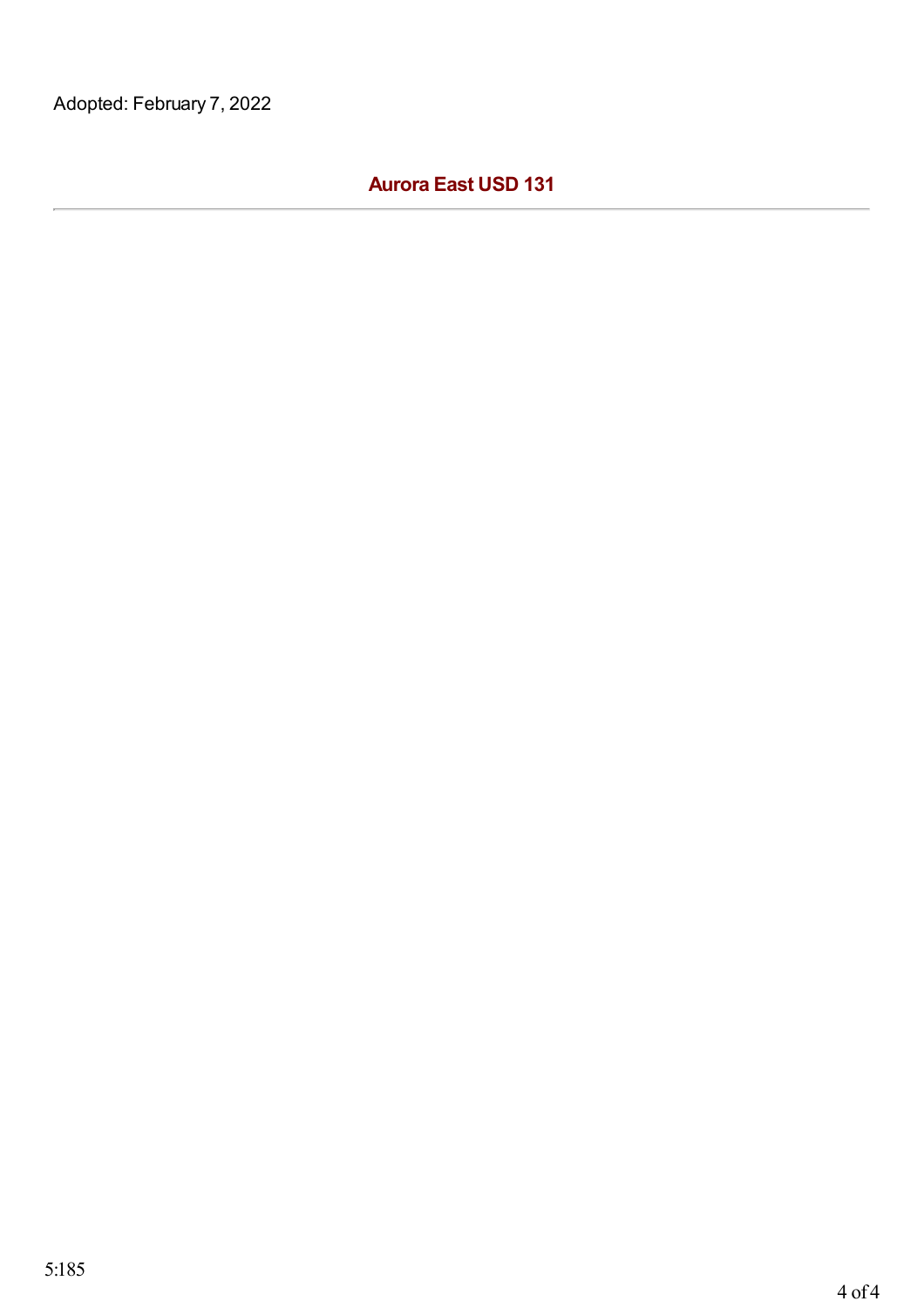Adopted: February 7, 2022

**Aurora East USD 131**

---